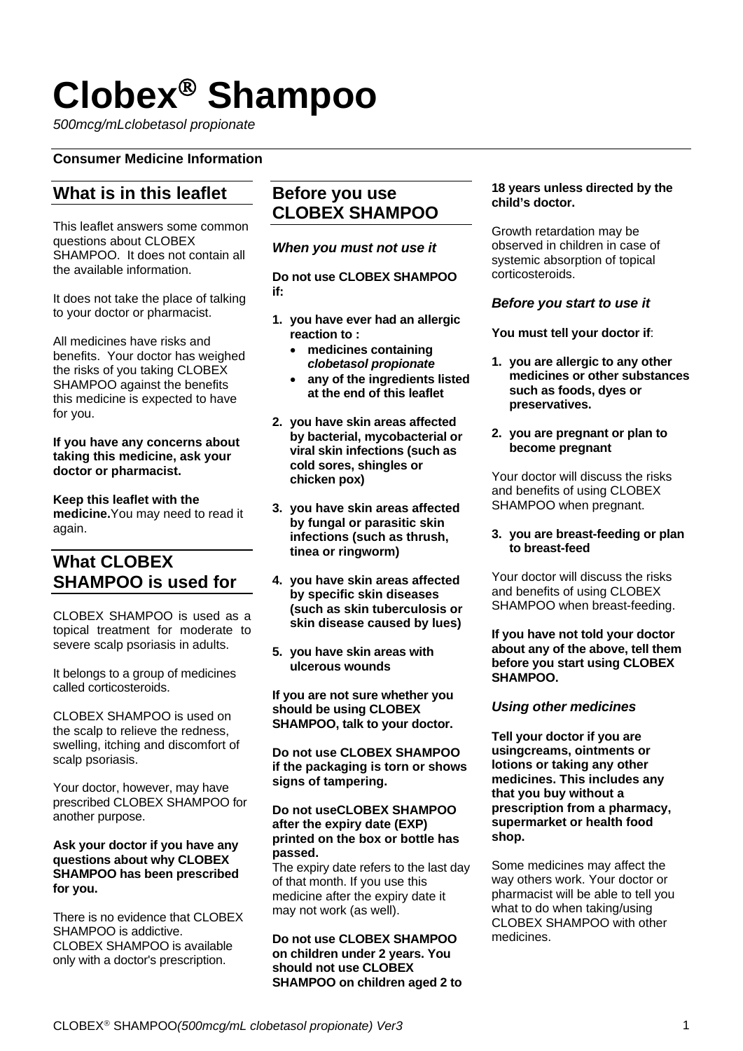# Clobex® Shampoo

*500mcg/mLclobetasol propionate*

**Consumer Medicine Information**

## What is in this leaflet

This leaflet answers some common questions about CLOBEX SHAMPOO. It does not contain all the available information.

It does not take the place of talking to your doctor or pharmacist.

All medicines have risks and benefits. Your doctor has weighed the risks of you taking CLOBEX SHAMPOO against the benefits this medicine is expected to have for you.

**If you have any concerns about taking this medicine, ask your doctor or pharmacist.**

**Keep this leaflet with the medicine.**You may need to read it again.

## What CLOBEX SHAMPOO is used for

CLOBEX SHAMPOO is used as a topical treatment for moderate to severe scalp psoriasis in adults.

It belongs to a group of medicines called corticosteroids.

CLOBEX SHAMPOO is used on the scalp to relieve the redness, swelling, itching and discomfort of scalp psoriasis.

Your doctor, however, may have prescribed CLOBEX SHAMPOO for another purpose.

**Ask your doctor if you have any questions about why CLOBEX SHAMPOO has been prescribed for you.**

There is no evidence that CLOBEX SHAMPOO is addictive.
CLOBEX SHAMPOO is available only with a doctor's prescription.

## Before you use CLOBEX SHAMPOO

### *When you must not use it*

**Do not use CLOBEX SHAMPOO if:**

1. **you have ever had an allergic reaction to :**
   - **medicines containing *clobetasol propionate***
   - **any of the ingredients listed at the end of this leaflet**
2. **you have skin areas affected by bacterial, mycobacterial or viral skin infections (such as cold sores, shingles or chicken pox)**
3. **you have skin areas affected by fungal or parasitic skin infections (such as thrush, tinea or ringworm)**
4. **you have skin areas affected by specific skin diseases (such as skin tuberculosis or skin disease caused by lues)**
5. **you have skin areas with ulcerous wounds**

**If you are not sure whether you should be using CLOBEX SHAMPOO, talk to your doctor.**

**Do not use CLOBEX SHAMPOO if the packaging is torn or shows signs of tampering.**

**Do not useCLOBEX SHAMPOO after the expiry date (EXP) printed on the box or bottle has passed.**
The expiry date refers to the last day of that month. If you use this medicine after the expiry date it may not work (as well).

**Do not use CLOBEX SHAMPOO on children under 2 years. You should not use CLOBEX SHAMPOO on children aged 2 to 18 years unless directed by the child's doctor.**

Growth retardation may be observed in children in case of systemic absorption of topical corticosteroids.

### *Before you start to use it*

**You must tell your doctor if**:

1. **you are allergic to any other medicines or other substances such as foods, dyes or preservatives.**
2. **you are pregnant or plan to become pregnant**

   Your doctor will discuss the risks and benefits of using CLOBEX SHAMPOO when pregnant.
3. **you are breast-feeding or plan to breast-feed**

   Your doctor will discuss the risks and benefits of using CLOBEX SHAMPOO when breast-feeding.

**If you have not told your doctor about any of the above, tell them before you start using CLOBEX SHAMPOO.**

### *Using other medicines*

**Tell your doctor if you are usingcreams, ointments or lotions or taking any other medicines. This includes any that you buy without a prescription from a pharmacy, supermarket or health food shop.**

Some medicines may affect the way others work. Your doctor or pharmacist will be able to tell you what to do when taking/using CLOBEX SHAMPOO with other medicines.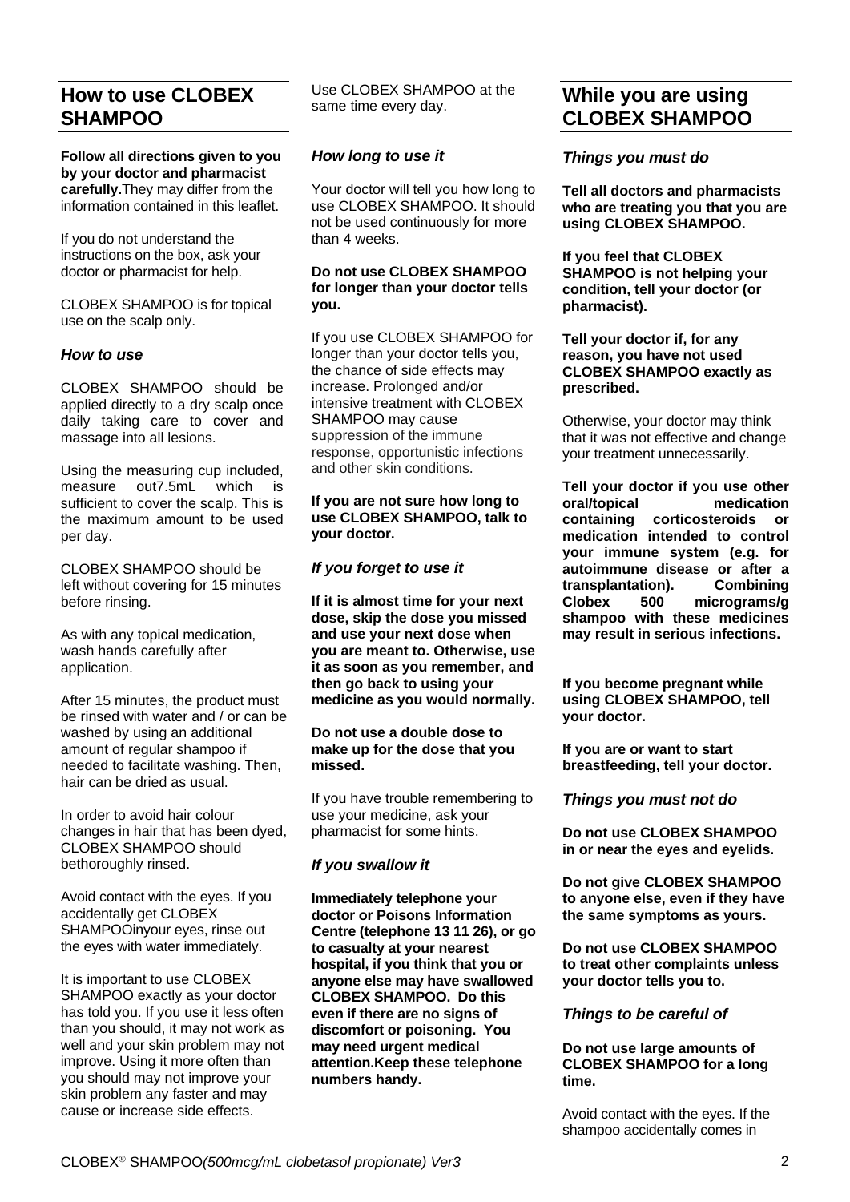## How to use CLOBEX SHAMPOO

**Follow all directions given to you by your doctor and pharmacist carefully.** They may differ from the information contained in this leaflet.

If you do not understand the instructions on the box, ask your doctor or pharmacist for help.

CLOBEX SHAMPOO is for topical use on the scalp only.

### *How to use*

CLOBEX SHAMPOO should be applied directly to a dry scalp once daily taking care to cover and massage into all lesions.

Using the measuring cup included, measure out7.5mL which is sufficient to cover the scalp. This is the maximum amount to be used per day.

CLOBEX SHAMPOO should be left without covering for 15 minutes before rinsing.

As with any topical medication, wash hands carefully after application.

After 15 minutes, the product must be rinsed with water and / or can be washed by using an additional amount of regular shampoo if needed to facilitate washing. Then, hair can be dried as usual.

In order to avoid hair colour changes in hair that has been dyed, CLOBEX SHAMPOO should bethoroughly rinsed.

Avoid contact with the eyes. If you accidentally get CLOBEX SHAMPOOinyour eyes, rinse out the eyes with water immediately.

It is important to use CLOBEX SHAMPOO exactly as your doctor has told you. If you use it less often than you should, it may not work as well and your skin problem may not improve. Using it more often than you should may not improve your skin problem any faster and may cause or increase side effects.

Use CLOBEX SHAMPOO at the same time every day.

### *How long to use it*

Your doctor will tell you how long to use CLOBEX SHAMPOO. It should not be used continuously for more than 4 weeks.

**Do not use CLOBEX SHAMPOO for longer than your doctor tells you.**

If you use CLOBEX SHAMPOO for longer than your doctor tells you, the chance of side effects may increase. Prolonged and/or intensive treatment with CLOBEX SHAMPOO may cause suppression of the immune response, opportunistic infections and other skin conditions.

**If you are not sure how long to use CLOBEX SHAMPOO, talk to your doctor.**

### *If you forget to use it*

**If it is almost time for your next dose, skip the dose you missed and use your next dose when you are meant to. Otherwise, use it as soon as you remember, and then go back to using your medicine as you would normally.**

**Do not use a double dose to make up for the dose that you missed.**

If you have trouble remembering to use your medicine, ask your pharmacist for some hints.

### *If you swallow it*

**Immediately telephone your doctor or Poisons Information Centre (telephone 13 11 26), or go to casualty at your nearest hospital, if you think that you or anyone else may have swallowed CLOBEX SHAMPOO. Do this even if there are no signs of discomfort or poisoning. You may need urgent medical attention.Keep these telephone numbers handy.**

## While you are using CLOBEX SHAMPOO

### *Things you must do*

**Tell all doctors and pharmacists who are treating you that you are using CLOBEX SHAMPOO.**

**If you feel that CLOBEX SHAMPOO is not helping your condition, tell your doctor (or pharmacist).**

**Tell your doctor if, for any reason, you have not used CLOBEX SHAMPOO exactly as prescribed.**

Otherwise, your doctor may think that it was not effective and change your treatment unnecessarily.

**Tell your doctor if you use other oral/topical medication containing corticosteroids or medication intended to control your immune system (e.g. for autoimmune disease or after a transplantation). Combining Clobex 500 micrograms/g shampoo with these medicines may result in serious infections.**

**If you become pregnant while using CLOBEX SHAMPOO, tell your doctor.**

**If you are or want to start breastfeeding, tell your doctor.**

### *Things you must not do*

**Do not use CLOBEX SHAMPOO in or near the eyes and eyelids.**

**Do not give CLOBEX SHAMPOO to anyone else, even if they have the same symptoms as yours.**

**Do not use CLOBEX SHAMPOO to treat other complaints unless your doctor tells you to.**

### *Things to be careful of*

**Do not use large amounts of CLOBEX SHAMPOO for a long time.**

Avoid contact with the eyes. If the shampoo accidentally comes in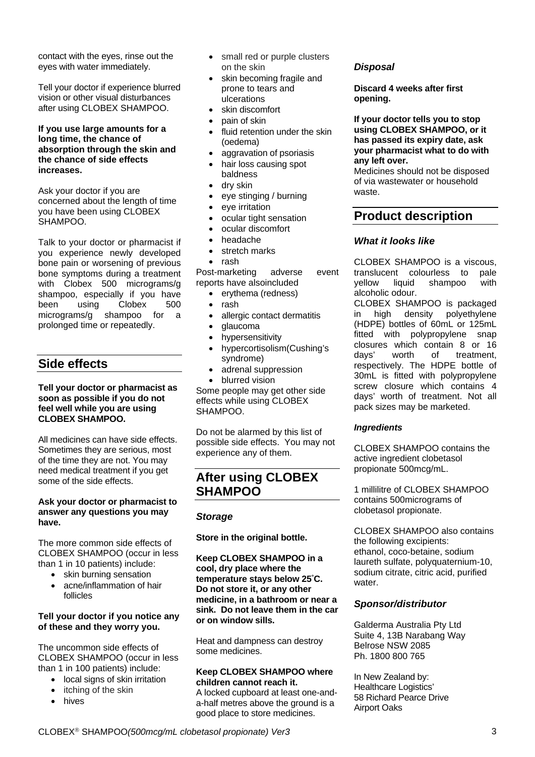contact with the eyes, rinse out the eyes with water immediately.

Tell your doctor if experience blurred vision or other visual disturbances after using CLOBEX SHAMPOO.

**If you use large amounts for a long time, the chance of absorption through the skin and the chance of side effects increases.**

Ask your doctor if you are concerned about the length of time you have been using CLOBEX SHAMPOO.

Talk to your doctor or pharmacist if you experience newly developed bone pain or worsening of previous bone symptoms during a treatment with Clobex 500 micrograms/g shampoo, especially if you have been using Clobex 500 micrograms/g shampoo for a prolonged time or repeatedly.

## Side effects

**Tell your doctor or pharmacist as soon as possible if you do not feel well while you are using CLOBEX SHAMPOO.**

All medicines can have side effects. Sometimes they are serious, most of the time they are not. You may need medical treatment if you get some of the side effects.

**Ask your doctor or pharmacist to answer any questions you may have.**

The more common side effects of CLOBEX SHAMPOO (occur in less than 1 in 10 patients) include:

- skin burning sensation
- acne/inflammation of hair follicles

**Tell your doctor if you notice any of these and they worry you.**

The uncommon side effects of CLOBEX SHAMPOO (occur in less than 1 in 100 patients) include:

- local signs of skin irritation
- itching of the skin
- hives
- small red or purple clusters on the skin
- skin becoming fragile and prone to tears and ulcerations
- skin discomfort
- pain of skin
- fluid retention under the skin (oedema)
- aggravation of psoriasis
- hair loss causing spot baldness
- dry skin
- eye stinging / burning
- eye irritation
- ocular tight sensation
- ocular discomfort
- headache
- stretch marks
- rash

Post-marketing adverse event reports have alsoincluded

- erythema (redness)
- rash
- allergic contact dermatitis
- glaucoma
- hypersensitivity
- hypercortisolism(Cushing's syndrome)
- adrenal suppression
- blurred vision

Some people may get other side effects while using CLOBEX SHAMPOO.

Do not be alarmed by this list of possible side effects. You may not experience any of them.

## After using CLOBEX SHAMPOO

### *Storage*

**Store in the original bottle.**

**Keep CLOBEX SHAMPOO in a cool, dry place where the temperature stays below 25°C. Do not store it, or any other medicine, in a bathroom or near a sink. Do not leave them in the car or on window sills.**

Heat and dampness can destroy some medicines.

**Keep CLOBEX SHAMPOO where children cannot reach it.**
A locked cupboard at least one-and-a-half metres above the ground is a good place to store medicines.

### *Disposal*

**Discard 4 weeks after first opening.**

**If your doctor tells you to stop using CLOBEX SHAMPOO, or it has passed its expiry date, ask your pharmacist what to do with any left over.**
Medicines should not be disposed of via wastewater or household waste.

## Product description

### *What it looks like*

CLOBEX SHAMPOO is a viscous, translucent colourless to pale yellow liquid shampoo with alcoholic odour.
CLOBEX SHAMPOO is packaged in high density polyethylene (HDPE) bottles of 60mL or 125mL fitted with polypropylene snap closures which contain 8 or 16 days' worth of treatment, respectively. The HDPE bottle of 30mL is fitted with polypropylene screw closure which contains 4 days' worth of treatment. Not all pack sizes may be marketed.

#### *Ingredients*

CLOBEX SHAMPOO contains the active ingredient clobetasol propionate 500mcg/mL.

1 millilitre of CLOBEX SHAMPOO contains 500micrograms of clobetasol propionate.

CLOBEX SHAMPOO also contains the following excipients:
ethanol, coco-betaine, sodium laureth sulfate, polyquaternium-10, sodium citrate, citric acid, purified water.

### *Sponsor/distributor*

Galderma Australia Pty Ltd
Suite 4, 13B Narabang Way
Belrose NSW 2085
Ph. 1800 800 765

In New Zealand by:
Healthcare Logistics'
58 Richard Pearce Drive
Airport Oaks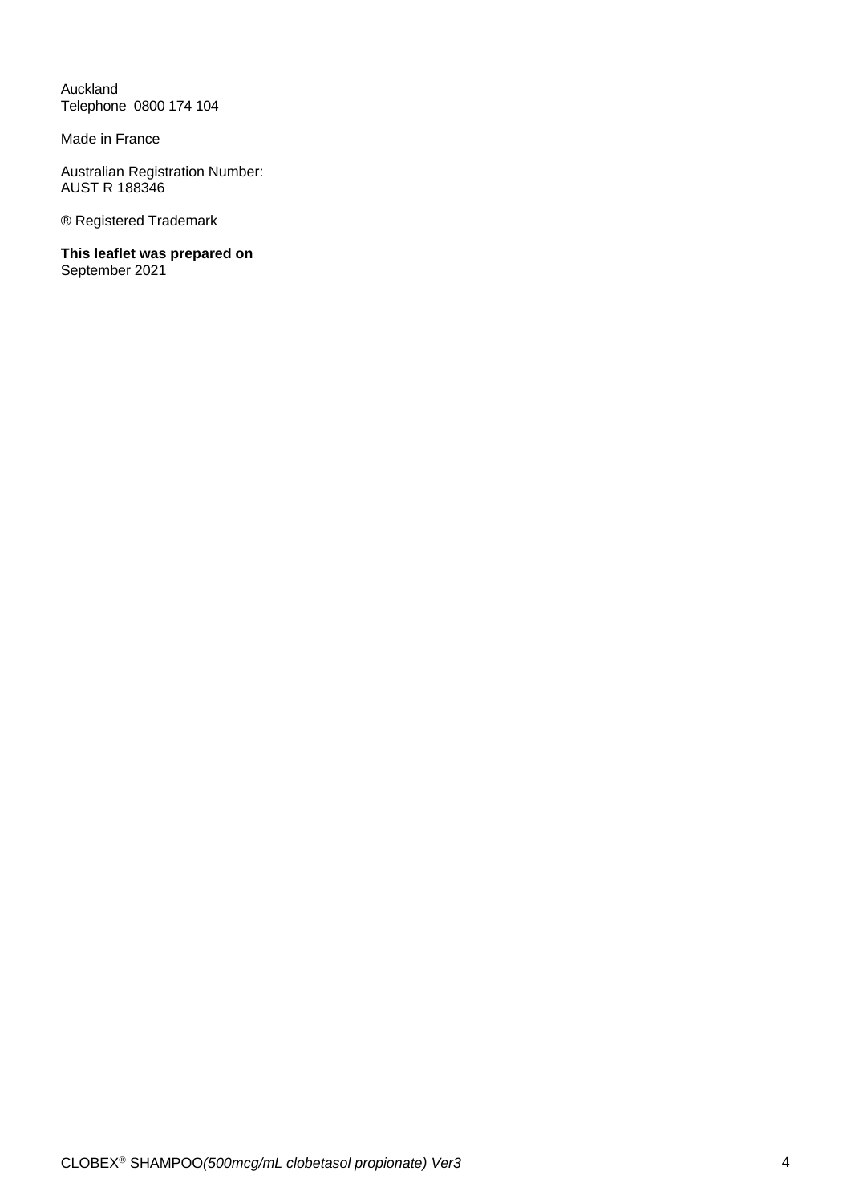Auckland
Telephone 0800 174 104

Made in France

Australian Registration Number:
AUST R 188346

® Registered Trademark

**This leaflet was prepared on**
September 2021